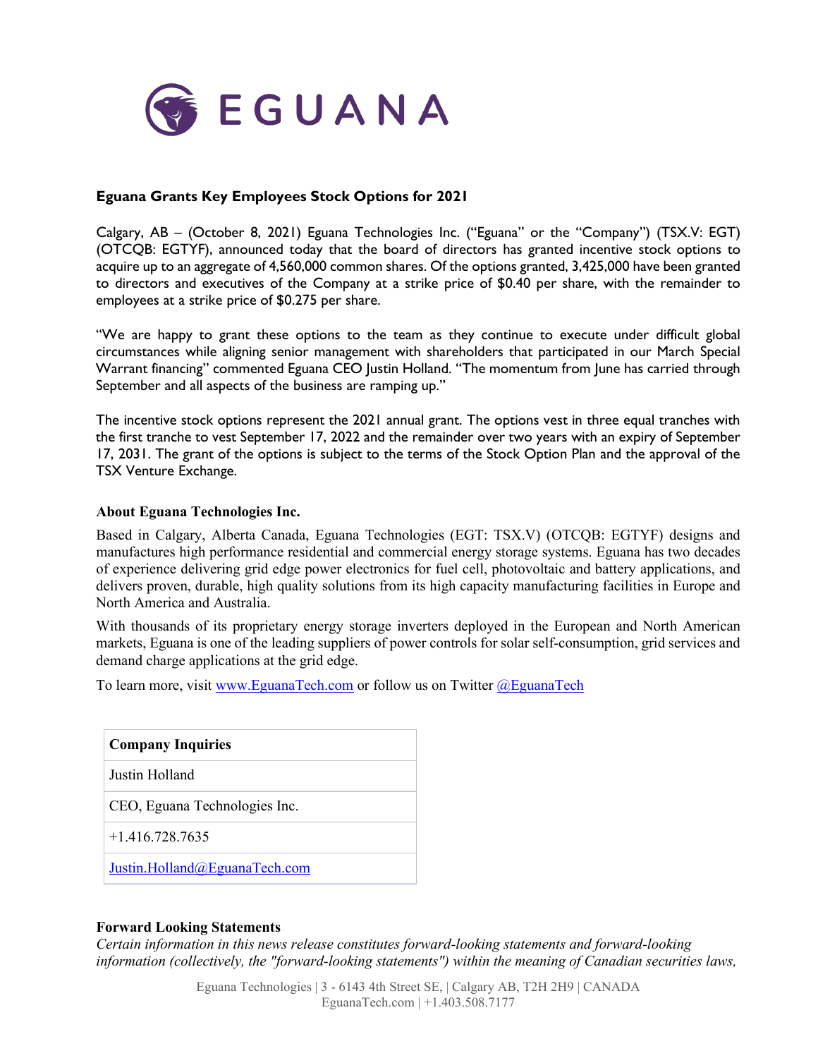EGUANA

## Eguana Grants Key Employees Stock Options for 2021

Calgary, AB – (October 8, 2021) Eguana Technologies Inc. ("Eguana" or the "Company") (TSX.V: EGT) (OTCQB: EGTYF), announced today that the board of directors has granted incentive stock options to acquire up to an aggregate of 4,560,000 common shares. Of the options granted, 3,425,000 have been granted to directors and executives of the Company at a strike price of $0.40 per share, with the remainder to employees at a strike price of $0.275 per share.

"We are happy to grant these options to the team as they continue to execute under difficult global circumstances while aligning senior management with shareholders that participated in our March Special Warrant financing" commented Eguana CEO Justin Holland. "The momentum from June has carried through September and all aspects of the business are ramping up."

The incentive stock options represent the 2021 annual grant. The options vest in three equal tranches with the first tranche to vest September 17, 2022 and the remainder over two years with an expiry of September 17, 2031. The grant of the options is subject to the terms of the Stock Option Plan and the approval of the TSX Venture Exchange.

### About Eguana Technologies Inc.

Based in Calgary, Alberta Canada, Eguana Technologies (EGT: TSX.V) (OTCQB: EGTYF) designs and manufactures high performance residential and commercial energy storage systems. Eguana has two decades of experience delivering grid edge power electronics for fuel cell, photovoltaic and battery applications, and delivers proven, durable, high quality solutions from its high capacity manufacturing facilities in Europe and North America and Australia.

With thousands of its proprietary energy storage inverters deployed in the European and North American markets, Eguana is one of the leading suppliers of power controls for solar self-consumption, grid services and demand charge applications at the grid edge.

To learn more, visit www.EguanaTech.com or follow us on Twitter @EguanaTech

| Company Inquiries |
| --- |
| Justin Holland |
| CEO, Eguana Technologies Inc. |
| +1.416.728.7635 |
| Justin.Holland@EguanaTech.com |

### Forward Looking Statements

*Certain information in this news release constitutes forward-looking statements and forward-looking information (collectively, the "forward-looking statements") within the meaning of Canadian securities laws,*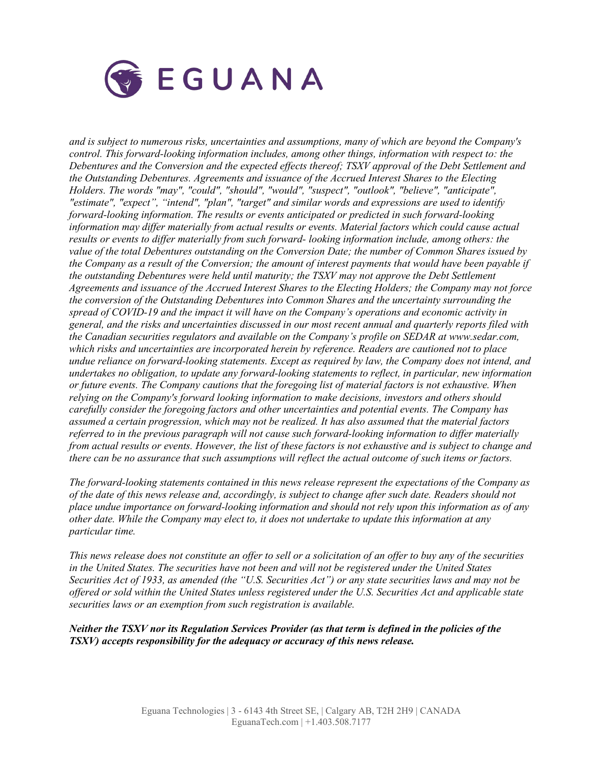*and is subject to numerous risks, uncertainties and assumptions, many of which are beyond the Company's control. This forward-looking information includes, among other things, information with respect to: the Debentures and the Conversion and the expected effects thereof; TSXV approval of the Debt Settlement and the Outstanding Debentures. Agreements and issuance of the Accrued Interest Shares to the Electing Holders. The words "may", "could", "should", "would", "suspect", "outlook", "believe", "anticipate", "estimate", "expect", "intend", "plan", "target" and similar words and expressions are used to identify forward-looking information. The results or events anticipated or predicted in such forward-looking information may differ materially from actual results or events. Material factors which could cause actual results or events to differ materially from such forward- looking information include, among others: the value of the total Debentures outstanding on the Conversion Date; the number of Common Shares issued by the Company as a result of the Conversion; the amount of interest payments that would have been payable if the outstanding Debentures were held until maturity; the TSXV may not approve the Debt Settlement Agreements and issuance of the Accrued Interest Shares to the Electing Holders; the Company may not force the conversion of the Outstanding Debentures into Common Shares and the uncertainty surrounding the spread of COVID-19 and the impact it will have on the Company's operations and economic activity in general, and the risks and uncertainties discussed in our most recent annual and quarterly reports filed with the Canadian securities regulators and available on the Company's profile on SEDAR at www.sedar.com, which risks and uncertainties are incorporated herein by reference. Readers are cautioned not to place undue reliance on forward-looking statements. Except as required by law, the Company does not intend, and undertakes no obligation, to update any forward-looking statements to reflect, in particular, new information or future events. The Company cautions that the foregoing list of material factors is not exhaustive. When relying on the Company's forward looking information to make decisions, investors and others should carefully consider the foregoing factors and other uncertainties and potential events. The Company has assumed a certain progression, which may not be realized. It has also assumed that the material factors referred to in the previous paragraph will not cause such forward-looking information to differ materially from actual results or events. However, the list of these factors is not exhaustive and is subject to change and there can be no assurance that such assumptions will reflect the actual outcome of such items or factors.*

*The forward-looking statements contained in this news release represent the expectations of the Company as of the date of this news release and, accordingly, is subject to change after such date. Readers should not place undue importance on forward-looking information and should not rely upon this information as of any other date. While the Company may elect to, it does not undertake to update this information at any particular time.*

*This news release does not constitute an offer to sell or a solicitation of an offer to buy any of the securities in the United States. The securities have not been and will not be registered under the United States Securities Act of 1933, as amended (the "U.S. Securities Act") or any state securities laws and may not be offered or sold within the United States unless registered under the U.S. Securities Act and applicable state securities laws or an exemption from such registration is available.*

***Neither the TSXV nor its Regulation Services Provider (as that term is defined in the policies of the TSXV) accepts responsibility for the adequacy or accuracy of this news release.***